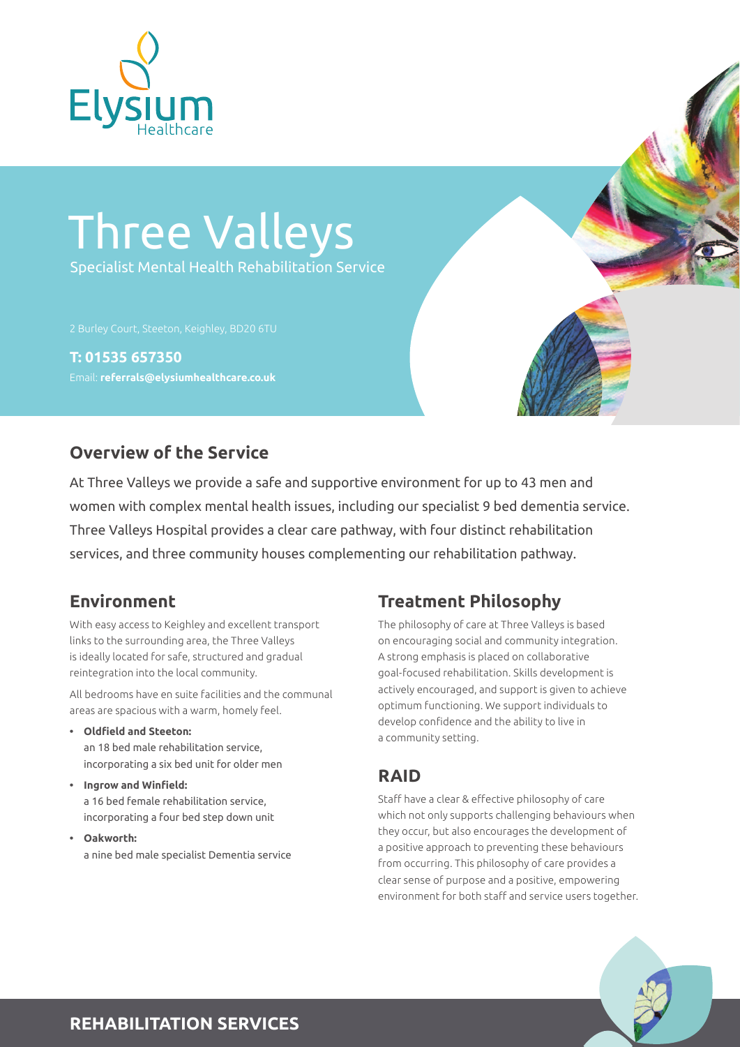Elysium Healthcare

# Three Valleys

Specialist Mental Health Rehabilitation Service

2 Burley Court, Steeton, Keighley, BD20 6TU

**T: 01535 657350**

Email: **referrals@elysiumhealthcare.co.uk**

## Overview of the Service

At Three Valleys we provide a safe and supportive environment for up to 43 men and women with complex mental health issues, including our specialist 9 bed dementia service. Three Valleys Hospital provides a clear care pathway, with four distinct rehabilitation services, and three community houses complementing our rehabilitation pathway.

## Environment

With easy access to Keighley and excellent transport links to the surrounding area, the Three Valleys is ideally located for safe, structured and gradual reintegration into the local community.

All bedrooms have en suite facilities and the communal areas are spacious with a warm, homely feel.

- **Oldfield and Steeton:** an 18 bed male rehabilitation service, incorporating a six bed unit for older men
- **Ingrow and Winfield:** a 16 bed female rehabilitation service, incorporating a four bed step down unit
- **Oakworth:** a nine bed male specialist Dementia service

## Treatment Philosophy

The philosophy of care at Three Valleys is based on encouraging social and community integration. A strong emphasis is placed on collaborative goal-focused rehabilitation. Skills development is actively encouraged, and support is given to achieve optimum functioning. We support individuals to develop confidence and the ability to live in a community setting.

## RAID

Staff have a clear & effective philosophy of care which not only supports challenging behaviours when they occur, but also encourages the development of a positive approach to preventing these behaviours from occurring. This philosophy of care provides a clear sense of purpose and a positive, empowering environment for both staff and service users together.

**REHABILITATION SERVICES**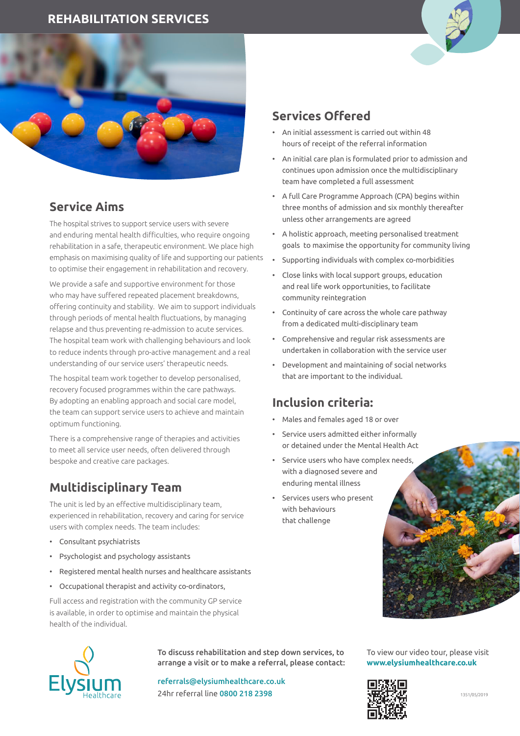# REHABILITATION SERVICES

## Service Aims

The hospital strives to support service users with severe and enduring mental health difficulties, who require ongoing rehabilitation in a safe, therapeutic environment. We place high emphasis on maximising quality of life and supporting our patients to optimise their engagement in rehabilitation and recovery.

We provide a safe and supportive environment for those who may have suffered repeated placement breakdowns, offering continuity and stability. We aim to support individuals through periods of mental health fluctuations, by managing relapse and thus preventing re-admission to acute services. The hospital team work with challenging behaviours and look to reduce indents through pro-active management and a real understanding of our service users' therapeutic needs.

The hospital team work together to develop personalised, recovery focused programmes within the care pathways. By adopting an enabling approach and social care model, the team can support service users to achieve and maintain optimum functioning.

There is a comprehensive range of therapies and activities to meet all service user needs, often delivered through bespoke and creative care packages.

## Multidisciplinary Team

The unit is led by an effective multidisciplinary team, experienced in rehabilitation, recovery and caring for service users with complex needs. The team includes:

- Consultant psychiatrists
- Psychologist and psychology assistants
- Registered mental health nurses and healthcare assistants
- Occupational therapist and activity co-ordinators,

Full access and registration with the community GP service is available, in order to optimise and maintain the physical health of the individual.

## Services Offered

- An initial assessment is carried out within 48 hours of receipt of the referral information
- An initial care plan is formulated prior to admission and continues upon admission once the multidisciplinary team have completed a full assessment
- A full Care Programme Approach (CPA) begins within three months of admission and six monthly thereafter unless other arrangements are agreed
- A holistic approach, meeting personalised treatment goals to maximise the opportunity for community living
- Supporting individuals with complex co-morbidities
- Close links with local support groups, education and real life work opportunities, to facilitate community reintegration
- Continuity of care across the whole care pathway from a dedicated multi-disciplinary team
- Comprehensive and regular risk assessments are undertaken in collaboration with the service user
- Development and maintaining of social networks that are important to the individual.

## Inclusion criteria:

- Males and females aged 18 or over
- Service users admitted either informally or detained under the Mental Health Act
- Service users who have complex needs, with a diagnosed severe and enduring mental illness
- Services users who present with behaviours that challenge

Elysium Healthcare

**To discuss rehabilitation and step down services, to arrange a visit or to make a referral, please contact:**

referrals@elysiumhealthcare.co.uk
24hr referral line 0800 218 2398

To view our video tour, please visit **www.elysiumhealthcare.co.uk**

1351/05/2019